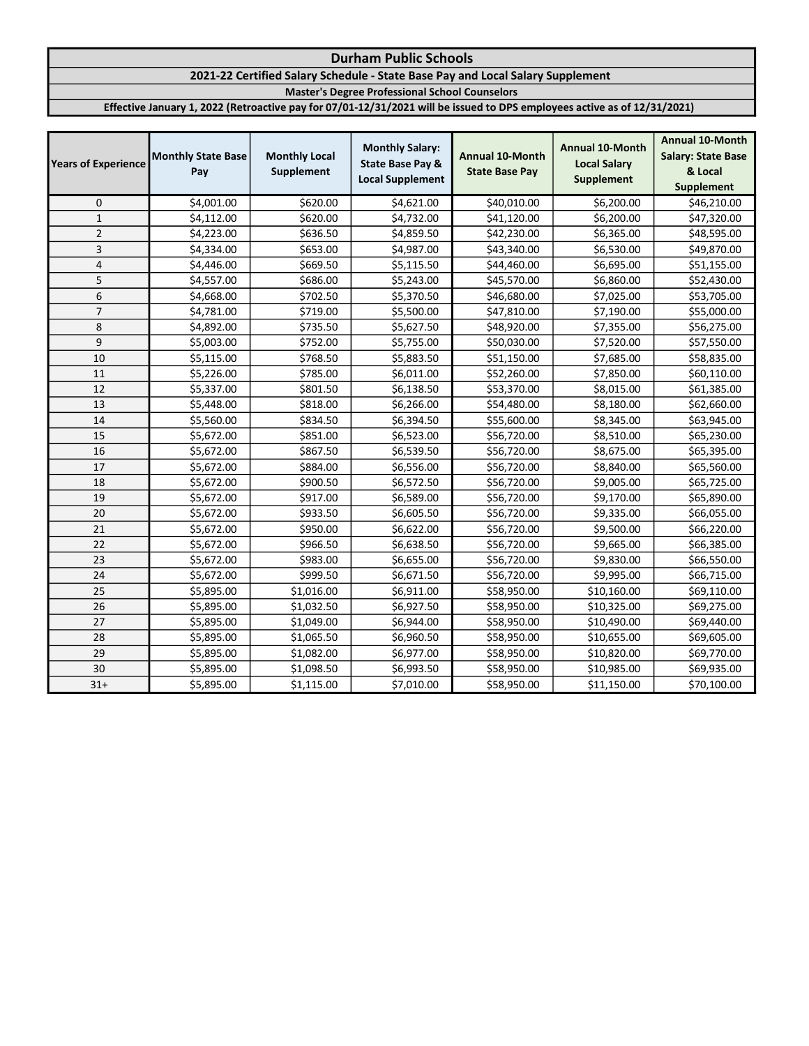# Durham Public Schools

## 2021-22 Certified Salary Schedule - State Base Pay and Local Salary Supplement

### Master's Degree Professional School Counselors

**Effective January 1, 2022 (Retroactive pay for 07/01-12/31/2021 will be issued to DPS employees active as of 12/31/2021)**

| Years of Experience | Monthly State Base Pay | Monthly Local Supplement | Monthly Salary: State Base Pay & Local Supplement | Annual 10-Month State Base Pay | Annual 10-Month Local Salary Supplement | Annual 10-Month Salary: State Base & Local Supplement |
|---|---|---|---|---|---|---|
| 0 | $4,001.00 | $620.00 | $4,621.00 | $40,010.00 | $6,200.00 | $46,210.00 |
| 1 | $4,112.00 | $620.00 | $4,732.00 | $41,120.00 | $6,200.00 | $47,320.00 |
| 2 | $4,223.00 | $636.50 | $4,859.50 | $42,230.00 | $6,365.00 | $48,595.00 |
| 3 | $4,334.00 | $653.00 | $4,987.00 | $43,340.00 | $6,530.00 | $49,870.00 |
| 4 | $4,446.00 | $669.50 | $5,115.50 | $44,460.00 | $6,695.00 | $51,155.00 |
| 5 | $4,557.00 | $686.00 | $5,243.00 | $45,570.00 | $6,860.00 | $52,430.00 |
| 6 | $4,668.00 | $702.50 | $5,370.50 | $46,680.00 | $7,025.00 | $53,705.00 |
| 7 | $4,781.00 | $719.00 | $5,500.00 | $47,810.00 | $7,190.00 | $55,000.00 |
| 8 | $4,892.00 | $735.50 | $5,627.50 | $48,920.00 | $7,355.00 | $56,275.00 |
| 9 | $5,003.00 | $752.00 | $5,755.00 | $50,030.00 | $7,520.00 | $57,550.00 |
| 10 | $5,115.00 | $768.50 | $5,883.50 | $51,150.00 | $7,685.00 | $58,835.00 |
| 11 | $5,226.00 | $785.00 | $6,011.00 | $52,260.00 | $7,850.00 | $60,110.00 |
| 12 | $5,337.00 | $801.50 | $6,138.50 | $53,370.00 | $8,015.00 | $61,385.00 |
| 13 | $5,448.00 | $818.00 | $6,266.00 | $54,480.00 | $8,180.00 | $62,660.00 |
| 14 | $5,560.00 | $834.50 | $6,394.50 | $55,600.00 | $8,345.00 | $63,945.00 |
| 15 | $5,672.00 | $851.00 | $6,523.00 | $56,720.00 | $8,510.00 | $65,230.00 |
| 16 | $5,672.00 | $867.50 | $6,539.50 | $56,720.00 | $8,675.00 | $65,395.00 |
| 17 | $5,672.00 | $884.00 | $6,556.00 | $56,720.00 | $8,840.00 | $65,560.00 |
| 18 | $5,672.00 | $900.50 | $6,572.50 | $56,720.00 | $9,005.00 | $65,725.00 |
| 19 | $5,672.00 | $917.00 | $6,589.00 | $56,720.00 | $9,170.00 | $65,890.00 |
| 20 | $5,672.00 | $933.50 | $6,605.50 | $56,720.00 | $9,335.00 | $66,055.00 |
| 21 | $5,672.00 | $950.00 | $6,622.00 | $56,720.00 | $9,500.00 | $66,220.00 |
| 22 | $5,672.00 | $966.50 | $6,638.50 | $56,720.00 | $9,665.00 | $66,385.00 |
| 23 | $5,672.00 | $983.00 | $6,655.00 | $56,720.00 | $9,830.00 | $66,550.00 |
| 24 | $5,672.00 | $999.50 | $6,671.50 | $56,720.00 | $9,995.00 | $66,715.00 |
| 25 | $5,895.00 | $1,016.00 | $6,911.00 | $58,950.00 | $10,160.00 | $69,110.00 |
| 26 | $5,895.00 | $1,032.50 | $6,927.50 | $58,950.00 | $10,325.00 | $69,275.00 |
| 27 | $5,895.00 | $1,049.00 | $6,944.00 | $58,950.00 | $10,490.00 | $69,440.00 |
| 28 | $5,895.00 | $1,065.50 | $6,960.50 | $58,950.00 | $10,655.00 | $69,605.00 |
| 29 | $5,895.00 | $1,082.00 | $6,977.00 | $58,950.00 | $10,820.00 | $69,770.00 |
| 30 | $5,895.00 | $1,098.50 | $6,993.50 | $58,950.00 | $10,985.00 | $69,935.00 |
| 31+ | $5,895.00 | $1,115.00 | $7,010.00 | $58,950.00 | $11,150.00 | $70,100.00 |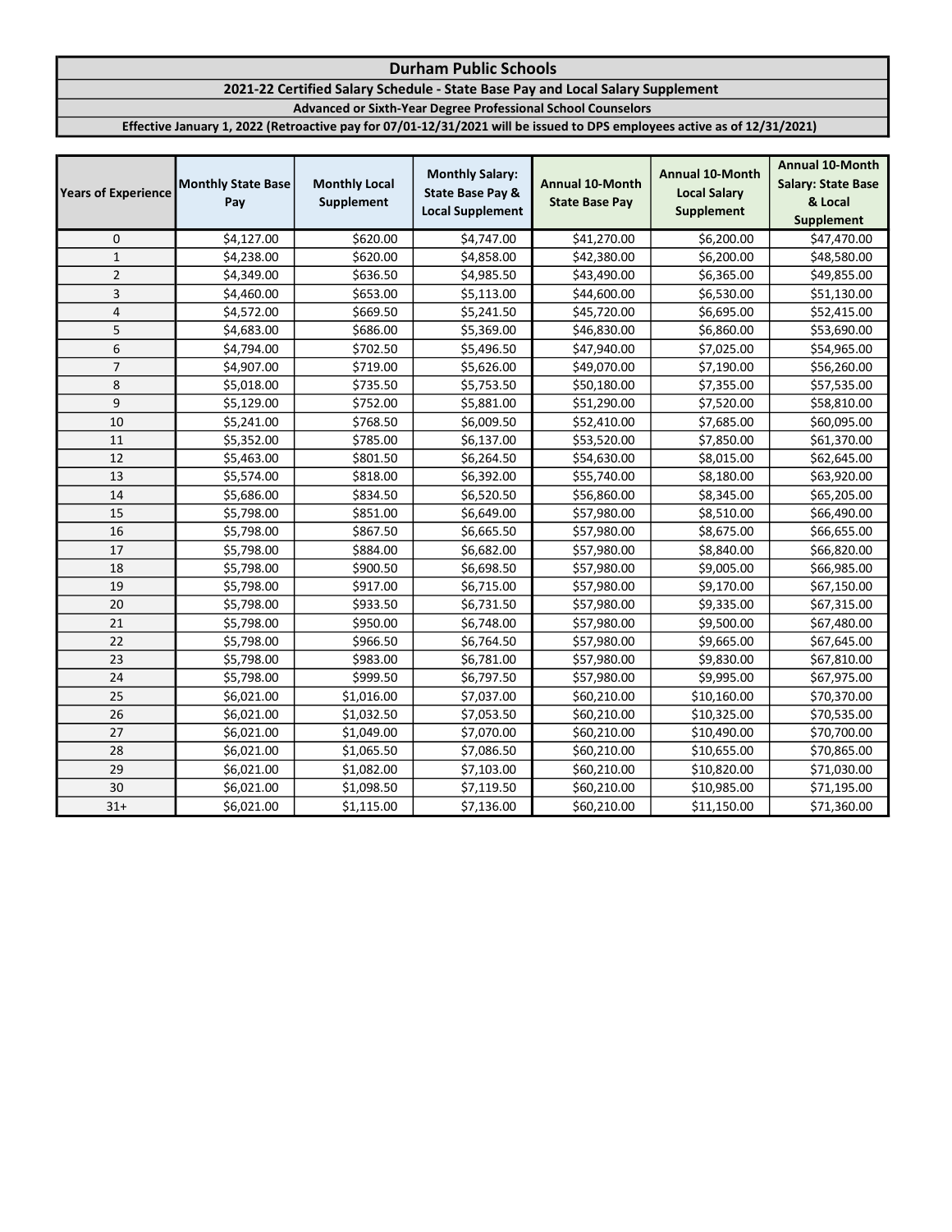# Durham Public Schools

## 2021-22 Certified Salary Schedule - State Base Pay and Local Salary Supplement

### Advanced or Sixth-Year Degree Professional School Counselors

**Effective January 1, 2022 (Retroactive pay for 07/01-12/31/2021 will be issued to DPS employees active as of 12/31/2021)**

| Years of Experience | Monthly State Base Pay | Monthly Local Supplement | Monthly Salary: State Base Pay & Local Supplement | Annual 10-Month State Base Pay | Annual 10-Month Local Salary Supplement | Annual 10-Month Salary: State Base & Local Supplement |
|---|---|---|---|---|---|---|
| 0 | $4,127.00 | $620.00 | $4,747.00 | $41,270.00 | $6,200.00 | $47,470.00 |
| 1 | $4,238.00 | $620.00 | $4,858.00 | $42,380.00 | $6,200.00 | $48,580.00 |
| 2 | $4,349.00 | $636.50 | $4,985.50 | $43,490.00 | $6,365.00 | $49,855.00 |
| 3 | $4,460.00 | $653.00 | $5,113.00 | $44,600.00 | $6,530.00 | $51,130.00 |
| 4 | $4,572.00 | $669.50 | $5,241.50 | $45,720.00 | $6,695.00 | $52,415.00 |
| 5 | $4,683.00 | $686.00 | $5,369.00 | $46,830.00 | $6,860.00 | $53,690.00 |
| 6 | $4,794.00 | $702.50 | $5,496.50 | $47,940.00 | $7,025.00 | $54,965.00 |
| 7 | $4,907.00 | $719.00 | $5,626.00 | $49,070.00 | $7,190.00 | $56,260.00 |
| 8 | $5,018.00 | $735.50 | $5,753.50 | $50,180.00 | $7,355.00 | $57,535.00 |
| 9 | $5,129.00 | $752.00 | $5,881.00 | $51,290.00 | $7,520.00 | $58,810.00 |
| 10 | $5,241.00 | $768.50 | $6,009.50 | $52,410.00 | $7,685.00 | $60,095.00 |
| 11 | $5,352.00 | $785.00 | $6,137.00 | $53,520.00 | $7,850.00 | $61,370.00 |
| 12 | $5,463.00 | $801.50 | $6,264.50 | $54,630.00 | $8,015.00 | $62,645.00 |
| 13 | $5,574.00 | $818.00 | $6,392.00 | $55,740.00 | $8,180.00 | $63,920.00 |
| 14 | $5,686.00 | $834.50 | $6,520.50 | $56,860.00 | $8,345.00 | $65,205.00 |
| 15 | $5,798.00 | $851.00 | $6,649.00 | $57,980.00 | $8,510.00 | $66,490.00 |
| 16 | $5,798.00 | $867.50 | $6,665.50 | $57,980.00 | $8,675.00 | $66,655.00 |
| 17 | $5,798.00 | $884.00 | $6,682.00 | $57,980.00 | $8,840.00 | $66,820.00 |
| 18 | $5,798.00 | $900.50 | $6,698.50 | $57,980.00 | $9,005.00 | $66,985.00 |
| 19 | $5,798.00 | $917.00 | $6,715.00 | $57,980.00 | $9,170.00 | $67,150.00 |
| 20 | $5,798.00 | $933.50 | $6,731.50 | $57,980.00 | $9,335.00 | $67,315.00 |
| 21 | $5,798.00 | $950.00 | $6,748.00 | $57,980.00 | $9,500.00 | $67,480.00 |
| 22 | $5,798.00 | $966.50 | $6,764.50 | $57,980.00 | $9,665.00 | $67,645.00 |
| 23 | $5,798.00 | $983.00 | $6,781.00 | $57,980.00 | $9,830.00 | $67,810.00 |
| 24 | $5,798.00 | $999.50 | $6,797.50 | $57,980.00 | $9,995.00 | $67,975.00 |
| 25 | $6,021.00 | $1,016.00 | $7,037.00 | $60,210.00 | $10,160.00 | $70,370.00 |
| 26 | $6,021.00 | $1,032.50 | $7,053.50 | $60,210.00 | $10,325.00 | $70,535.00 |
| 27 | $6,021.00 | $1,049.00 | $7,070.00 | $60,210.00 | $10,490.00 | $70,700.00 |
| 28 | $6,021.00 | $1,065.50 | $7,086.50 | $60,210.00 | $10,655.00 | $70,865.00 |
| 29 | $6,021.00 | $1,082.00 | $7,103.00 | $60,210.00 | $10,820.00 | $71,030.00 |
| 30 | $6,021.00 | $1,098.50 | $7,119.50 | $60,210.00 | $10,985.00 | $71,195.00 |
| 31+ | $6,021.00 | $1,115.00 | $7,136.00 | $60,210.00 | $11,150.00 | $71,360.00 |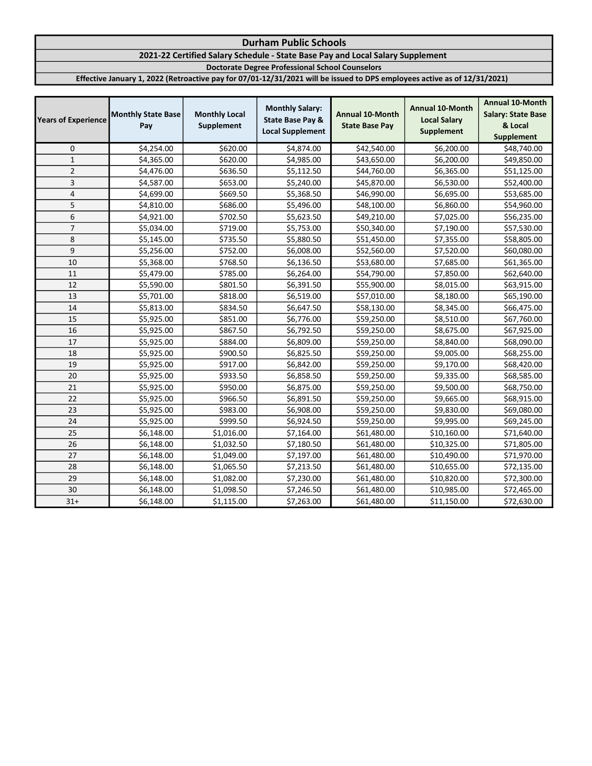# Durham Public Schools

## 2021-22 Certified Salary Schedule - State Base Pay and Local Salary Supplement

### Doctorate Degree Professional School Counselors

**Effective January 1, 2022 (Retroactive pay for 07/01-12/31/2021 will be issued to DPS employees active as of 12/31/2021)**

| Years of Experience | Monthly State Base Pay | Monthly Local Supplement | Monthly Salary: State Base Pay & Local Supplement | Annual 10-Month State Base Pay | Annual 10-Month Local Salary Supplement | Annual 10-Month Salary: State Base & Local Supplement |
|---|---|---|---|---|---|---|
| 0 | $4,254.00 | $620.00 | $4,874.00 | $42,540.00 | $6,200.00 | $48,740.00 |
| 1 | $4,365.00 | $620.00 | $4,985.00 | $43,650.00 | $6,200.00 | $49,850.00 |
| 2 | $4,476.00 | $636.50 | $5,112.50 | $44,760.00 | $6,365.00 | $51,125.00 |
| 3 | $4,587.00 | $653.00 | $5,240.00 | $45,870.00 | $6,530.00 | $52,400.00 |
| 4 | $4,699.00 | $669.50 | $5,368.50 | $46,990.00 | $6,695.00 | $53,685.00 |
| 5 | $4,810.00 | $686.00 | $5,496.00 | $48,100.00 | $6,860.00 | $54,960.00 |
| 6 | $4,921.00 | $702.50 | $5,623.50 | $49,210.00 | $7,025.00 | $56,235.00 |
| 7 | $5,034.00 | $719.00 | $5,753.00 | $50,340.00 | $7,190.00 | $57,530.00 |
| 8 | $5,145.00 | $735.50 | $5,880.50 | $51,450.00 | $7,355.00 | $58,805.00 |
| 9 | $5,256.00 | $752.00 | $6,008.00 | $52,560.00 | $7,520.00 | $60,080.00 |
| 10 | $5,368.00 | $768.50 | $6,136.50 | $53,680.00 | $7,685.00 | $61,365.00 |
| 11 | $5,479.00 | $785.00 | $6,264.00 | $54,790.00 | $7,850.00 | $62,640.00 |
| 12 | $5,590.00 | $801.50 | $6,391.50 | $55,900.00 | $8,015.00 | $63,915.00 |
| 13 | $5,701.00 | $818.00 | $6,519.00 | $57,010.00 | $8,180.00 | $65,190.00 |
| 14 | $5,813.00 | $834.50 | $6,647.50 | $58,130.00 | $8,345.00 | $66,475.00 |
| 15 | $5,925.00 | $851.00 | $6,776.00 | $59,250.00 | $8,510.00 | $67,760.00 |
| 16 | $5,925.00 | $867.50 | $6,792.50 | $59,250.00 | $8,675.00 | $67,925.00 |
| 17 | $5,925.00 | $884.00 | $6,809.00 | $59,250.00 | $8,840.00 | $68,090.00 |
| 18 | $5,925.00 | $900.50 | $6,825.50 | $59,250.00 | $9,005.00 | $68,255.00 |
| 19 | $5,925.00 | $917.00 | $6,842.00 | $59,250.00 | $9,170.00 | $68,420.00 |
| 20 | $5,925.00 | $933.50 | $6,858.50 | $59,250.00 | $9,335.00 | $68,585.00 |
| 21 | $5,925.00 | $950.00 | $6,875.00 | $59,250.00 | $9,500.00 | $68,750.00 |
| 22 | $5,925.00 | $966.50 | $6,891.50 | $59,250.00 | $9,665.00 | $68,915.00 |
| 23 | $5,925.00 | $983.00 | $6,908.00 | $59,250.00 | $9,830.00 | $69,080.00 |
| 24 | $5,925.00 | $999.50 | $6,924.50 | $59,250.00 | $9,995.00 | $69,245.00 |
| 25 | $6,148.00 | $1,016.00 | $7,164.00 | $61,480.00 | $10,160.00 | $71,640.00 |
| 26 | $6,148.00 | $1,032.50 | $7,180.50 | $61,480.00 | $10,325.00 | $71,805.00 |
| 27 | $6,148.00 | $1,049.00 | $7,197.00 | $61,480.00 | $10,490.00 | $71,970.00 |
| 28 | $6,148.00 | $1,065.50 | $7,213.50 | $61,480.00 | $10,655.00 | $72,135.00 |
| 29 | $6,148.00 | $1,082.00 | $7,230.00 | $61,480.00 | $10,820.00 | $72,300.00 |
| 30 | $6,148.00 | $1,098.50 | $7,246.50 | $61,480.00 | $10,985.00 | $72,465.00 |
| 31+ | $6,148.00 | $1,115.00 | $7,263.00 | $61,480.00 | $11,150.00 | $72,630.00 |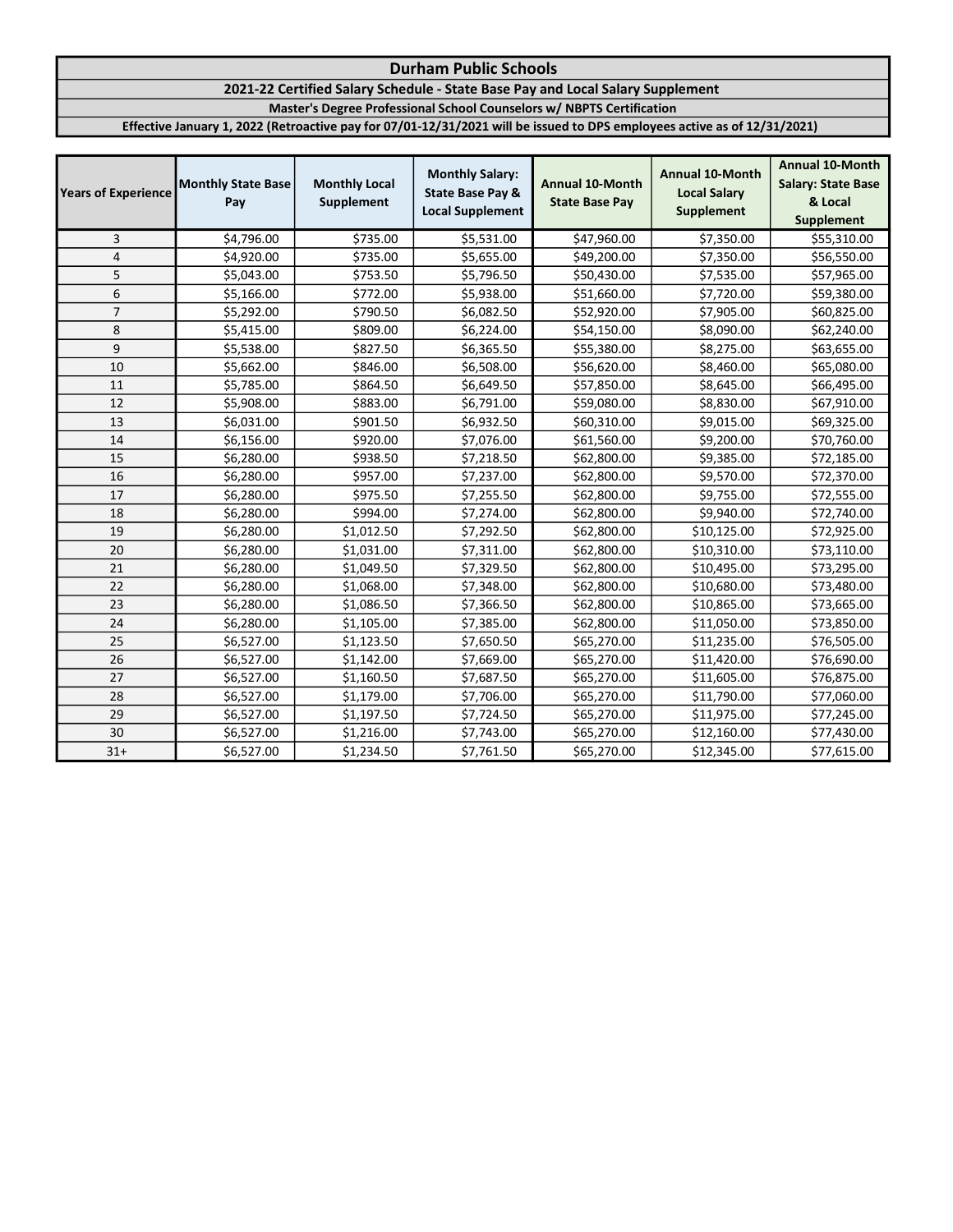# Durham Public Schools

## 2021-22 Certified Salary Schedule - State Base Pay and Local Salary Supplement

### Master's Degree Professional School Counselors w/ NBPTS Certification

**Effective January 1, 2022 (Retroactive pay for 07/01-12/31/2021 will be issued to DPS employees active as of 12/31/2021)**

| Years of Experience | Monthly State Base Pay | Monthly Local Supplement | Monthly Salary: State Base Pay & Local Supplement | Annual 10-Month State Base Pay | Annual 10-Month Local Salary Supplement | Annual 10-Month Salary: State Base & Local Supplement |
|---|---|---|---|---|---|---|
| 3 | $4,796.00 | $735.00 | $5,531.00 | $47,960.00 | $7,350.00 | $55,310.00 |
| 4 | $4,920.00 | $735.00 | $5,655.00 | $49,200.00 | $7,350.00 | $56,550.00 |
| 5 | $5,043.00 | $753.50 | $5,796.50 | $50,430.00 | $7,535.00 | $57,965.00 |
| 6 | $5,166.00 | $772.00 | $5,938.00 | $51,660.00 | $7,720.00 | $59,380.00 |
| 7 | $5,292.00 | $790.50 | $6,082.50 | $52,920.00 | $7,905.00 | $60,825.00 |
| 8 | $5,415.00 | $809.00 | $6,224.00 | $54,150.00 | $8,090.00 | $62,240.00 |
| 9 | $5,538.00 | $827.50 | $6,365.50 | $55,380.00 | $8,275.00 | $63,655.00 |
| 10 | $5,662.00 | $846.00 | $6,508.00 | $56,620.00 | $8,460.00 | $65,080.00 |
| 11 | $5,785.00 | $864.50 | $6,649.50 | $57,850.00 | $8,645.00 | $66,495.00 |
| 12 | $5,908.00 | $883.00 | $6,791.00 | $59,080.00 | $8,830.00 | $67,910.00 |
| 13 | $6,031.00 | $901.50 | $6,932.50 | $60,310.00 | $9,015.00 | $69,325.00 |
| 14 | $6,156.00 | $920.00 | $7,076.00 | $61,560.00 | $9,200.00 | $70,760.00 |
| 15 | $6,280.00 | $938.50 | $7,218.50 | $62,800.00 | $9,385.00 | $72,185.00 |
| 16 | $6,280.00 | $957.00 | $7,237.00 | $62,800.00 | $9,570.00 | $72,370.00 |
| 17 | $6,280.00 | $975.50 | $7,255.50 | $62,800.00 | $9,755.00 | $72,555.00 |
| 18 | $6,280.00 | $994.00 | $7,274.00 | $62,800.00 | $9,940.00 | $72,740.00 |
| 19 | $6,280.00 | $1,012.50 | $7,292.50 | $62,800.00 | $10,125.00 | $72,925.00 |
| 20 | $6,280.00 | $1,031.00 | $7,311.00 | $62,800.00 | $10,310.00 | $73,110.00 |
| 21 | $6,280.00 | $1,049.50 | $7,329.50 | $62,800.00 | $10,495.00 | $73,295.00 |
| 22 | $6,280.00 | $1,068.00 | $7,348.00 | $62,800.00 | $10,680.00 | $73,480.00 |
| 23 | $6,280.00 | $1,086.50 | $7,366.50 | $62,800.00 | $10,865.00 | $73,665.00 |
| 24 | $6,280.00 | $1,105.00 | $7,385.00 | $62,800.00 | $11,050.00 | $73,850.00 |
| 25 | $6,527.00 | $1,123.50 | $7,650.50 | $65,270.00 | $11,235.00 | $76,505.00 |
| 26 | $6,527.00 | $1,142.00 | $7,669.00 | $65,270.00 | $11,420.00 | $76,690.00 |
| 27 | $6,527.00 | $1,160.50 | $7,687.50 | $65,270.00 | $11,605.00 | $76,875.00 |
| 28 | $6,527.00 | $1,179.00 | $7,706.00 | $65,270.00 | $11,790.00 | $77,060.00 |
| 29 | $6,527.00 | $1,197.50 | $7,724.50 | $65,270.00 | $11,975.00 | $77,245.00 |
| 30 | $6,527.00 | $1,216.00 | $7,743.00 | $65,270.00 | $12,160.00 | $77,430.00 |
| 31+ | $6,527.00 | $1,234.50 | $7,761.50 | $65,270.00 | $12,345.00 | $77,615.00 |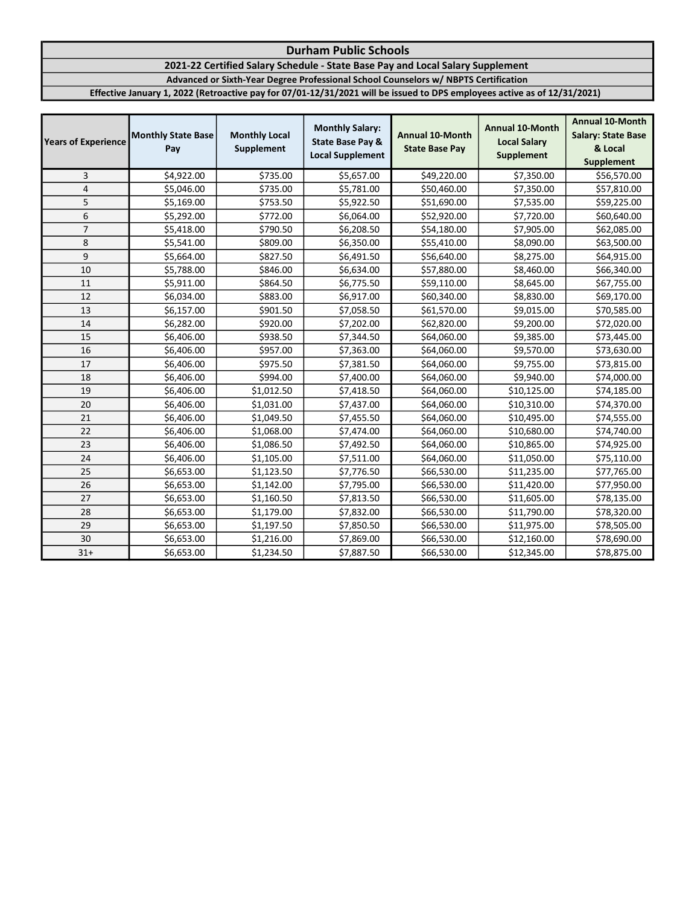# Durham Public Schools

## 2021-22 Certified Salary Schedule - State Base Pay and Local Salary Supplement

### Advanced or Sixth-Year Degree Professional School Counselors w/ NBPTS Certification

**Effective January 1, 2022 (Retroactive pay for 07/01-12/31/2021 will be issued to DPS employees active as of 12/31/2021)**

| Years of Experience | Monthly State Base Pay | Monthly Local Supplement | Monthly Salary: State Base Pay & Local Supplement | Annual 10-Month State Base Pay | Annual 10-Month Local Salary Supplement | Annual 10-Month Salary: State Base & Local Supplement |
|---|---|---|---|---|---|---|
| 3 | $4,922.00 | $735.00 | $5,657.00 | $49,220.00 | $7,350.00 | $56,570.00 |
| 4 | $5,046.00 | $735.00 | $5,781.00 | $50,460.00 | $7,350.00 | $57,810.00 |
| 5 | $5,169.00 | $753.50 | $5,922.50 | $51,690.00 | $7,535.00 | $59,225.00 |
| 6 | $5,292.00 | $772.00 | $6,064.00 | $52,920.00 | $7,720.00 | $60,640.00 |
| 7 | $5,418.00 | $790.50 | $6,208.50 | $54,180.00 | $7,905.00 | $62,085.00 |
| 8 | $5,541.00 | $809.00 | $6,350.00 | $55,410.00 | $8,090.00 | $63,500.00 |
| 9 | $5,664.00 | $827.50 | $6,491.50 | $56,640.00 | $8,275.00 | $64,915.00 |
| 10 | $5,788.00 | $846.00 | $6,634.00 | $57,880.00 | $8,460.00 | $66,340.00 |
| 11 | $5,911.00 | $864.50 | $6,775.50 | $59,110.00 | $8,645.00 | $67,755.00 |
| 12 | $6,034.00 | $883.00 | $6,917.00 | $60,340.00 | $8,830.00 | $69,170.00 |
| 13 | $6,157.00 | $901.50 | $7,058.50 | $61,570.00 | $9,015.00 | $70,585.00 |
| 14 | $6,282.00 | $920.00 | $7,202.00 | $62,820.00 | $9,200.00 | $72,020.00 |
| 15 | $6,406.00 | $938.50 | $7,344.50 | $64,060.00 | $9,385.00 | $73,445.00 |
| 16 | $6,406.00 | $957.00 | $7,363.00 | $64,060.00 | $9,570.00 | $73,630.00 |
| 17 | $6,406.00 | $975.50 | $7,381.50 | $64,060.00 | $9,755.00 | $73,815.00 |
| 18 | $6,406.00 | $994.00 | $7,400.00 | $64,060.00 | $9,940.00 | $74,000.00 |
| 19 | $6,406.00 | $1,012.50 | $7,418.50 | $64,060.00 | $10,125.00 | $74,185.00 |
| 20 | $6,406.00 | $1,031.00 | $7,437.00 | $64,060.00 | $10,310.00 | $74,370.00 |
| 21 | $6,406.00 | $1,049.50 | $7,455.50 | $64,060.00 | $10,495.00 | $74,555.00 |
| 22 | $6,406.00 | $1,068.00 | $7,474.00 | $64,060.00 | $10,680.00 | $74,740.00 |
| 23 | $6,406.00 | $1,086.50 | $7,492.50 | $64,060.00 | $10,865.00 | $74,925.00 |
| 24 | $6,406.00 | $1,105.00 | $7,511.00 | $64,060.00 | $11,050.00 | $75,110.00 |
| 25 | $6,653.00 | $1,123.50 | $7,776.50 | $66,530.00 | $11,235.00 | $77,765.00 |
| 26 | $6,653.00 | $1,142.00 | $7,795.00 | $66,530.00 | $11,420.00 | $77,950.00 |
| 27 | $6,653.00 | $1,160.50 | $7,813.50 | $66,530.00 | $11,605.00 | $78,135.00 |
| 28 | $6,653.00 | $1,179.00 | $7,832.00 | $66,530.00 | $11,790.00 | $78,320.00 |
| 29 | $6,653.00 | $1,197.50 | $7,850.50 | $66,530.00 | $11,975.00 | $78,505.00 |
| 30 | $6,653.00 | $1,216.00 | $7,869.00 | $66,530.00 | $12,160.00 | $78,690.00 |
| 31+ | $6,653.00 | $1,234.50 | $7,887.50 | $66,530.00 | $12,345.00 | $78,875.00 |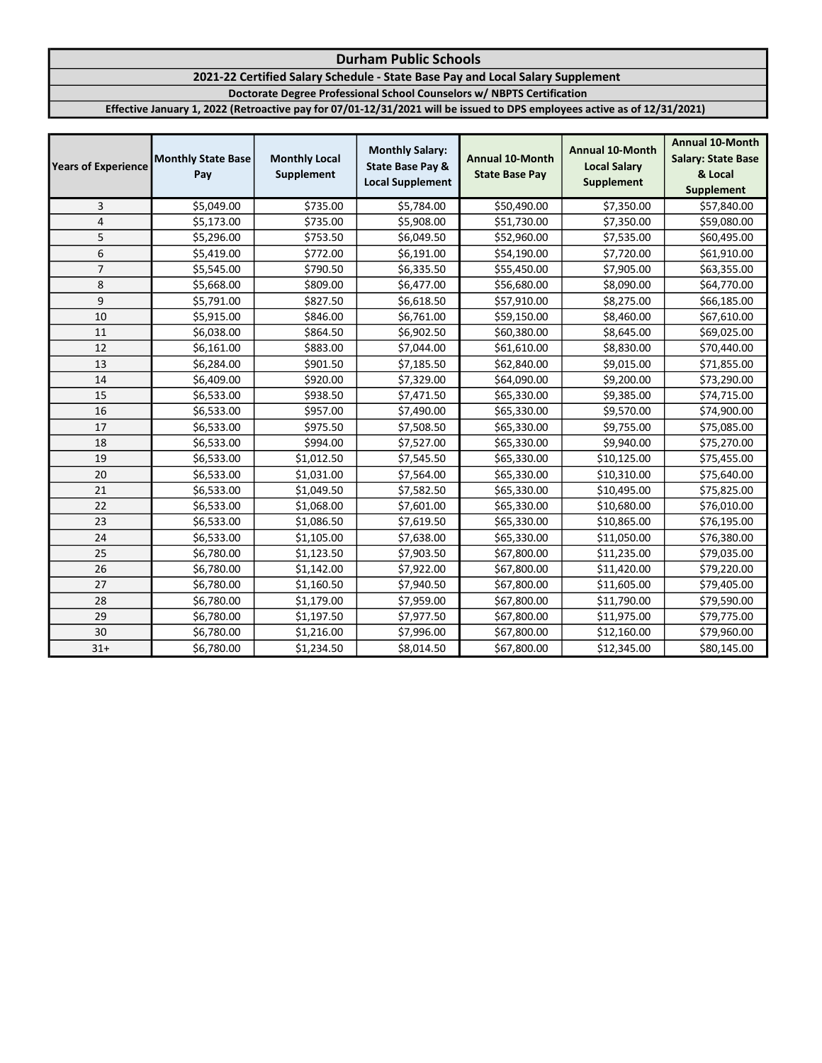# Durham Public Schools

## 2021-22 Certified Salary Schedule - State Base Pay and Local Salary Supplement

### Doctorate Degree Professional School Counselors w/ NBPTS Certification

**Effective January 1, 2022 (Retroactive pay for 07/01-12/31/2021 will be issued to DPS employees active as of 12/31/2021)**

| Years of Experience | Monthly State Base Pay | Monthly Local Supplement | Monthly Salary: State Base Pay & Local Supplement | Annual 10-Month State Base Pay | Annual 10-Month Local Salary Supplement | Annual 10-Month Salary: State Base & Local Supplement |
|---|---|---|---|---|---|---|
| 3 | $5,049.00 | $735.00 | $5,784.00 | $50,490.00 | $7,350.00 | $57,840.00 |
| 4 | $5,173.00 | $735.00 | $5,908.00 | $51,730.00 | $7,350.00 | $59,080.00 |
| 5 | $5,296.00 | $753.50 | $6,049.50 | $52,960.00 | $7,535.00 | $60,495.00 |
| 6 | $5,419.00 | $772.00 | $6,191.00 | $54,190.00 | $7,720.00 | $61,910.00 |
| 7 | $5,545.00 | $790.50 | $6,335.50 | $55,450.00 | $7,905.00 | $63,355.00 |
| 8 | $5,668.00 | $809.00 | $6,477.00 | $56,680.00 | $8,090.00 | $64,770.00 |
| 9 | $5,791.00 | $827.50 | $6,618.50 | $57,910.00 | $8,275.00 | $66,185.00 |
| 10 | $5,915.00 | $846.00 | $6,761.00 | $59,150.00 | $8,460.00 | $67,610.00 |
| 11 | $6,038.00 | $864.50 | $6,902.50 | $60,380.00 | $8,645.00 | $69,025.00 |
| 12 | $6,161.00 | $883.00 | $7,044.00 | $61,610.00 | $8,830.00 | $70,440.00 |
| 13 | $6,284.00 | $901.50 | $7,185.50 | $62,840.00 | $9,015.00 | $71,855.00 |
| 14 | $6,409.00 | $920.00 | $7,329.00 | $64,090.00 | $9,200.00 | $73,290.00 |
| 15 | $6,533.00 | $938.50 | $7,471.50 | $65,330.00 | $9,385.00 | $74,715.00 |
| 16 | $6,533.00 | $957.00 | $7,490.00 | $65,330.00 | $9,570.00 | $74,900.00 |
| 17 | $6,533.00 | $975.50 | $7,508.50 | $65,330.00 | $9,755.00 | $75,085.00 |
| 18 | $6,533.00 | $994.00 | $7,527.00 | $65,330.00 | $9,940.00 | $75,270.00 |
| 19 | $6,533.00 | $1,012.50 | $7,545.50 | $65,330.00 | $10,125.00 | $75,455.00 |
| 20 | $6,533.00 | $1,031.00 | $7,564.00 | $65,330.00 | $10,310.00 | $75,640.00 |
| 21 | $6,533.00 | $1,049.50 | $7,582.50 | $65,330.00 | $10,495.00 | $75,825.00 |
| 22 | $6,533.00 | $1,068.00 | $7,601.00 | $65,330.00 | $10,680.00 | $76,010.00 |
| 23 | $6,533.00 | $1,086.50 | $7,619.50 | $65,330.00 | $10,865.00 | $76,195.00 |
| 24 | $6,533.00 | $1,105.00 | $7,638.00 | $65,330.00 | $11,050.00 | $76,380.00 |
| 25 | $6,780.00 | $1,123.50 | $7,903.50 | $67,800.00 | $11,235.00 | $79,035.00 |
| 26 | $6,780.00 | $1,142.00 | $7,922.00 | $67,800.00 | $11,420.00 | $79,220.00 |
| 27 | $6,780.00 | $1,160.50 | $7,940.50 | $67,800.00 | $11,605.00 | $79,405.00 |
| 28 | $6,780.00 | $1,179.00 | $7,959.00 | $67,800.00 | $11,790.00 | $79,590.00 |
| 29 | $6,780.00 | $1,197.50 | $7,977.50 | $67,800.00 | $11,975.00 | $79,775.00 |
| 30 | $6,780.00 | $1,216.00 | $7,996.00 | $67,800.00 | $12,160.00 | $79,960.00 |
| 31+ | $6,780.00 | $1,234.50 | $8,014.50 | $67,800.00 | $12,345.00 | $80,145.00 |